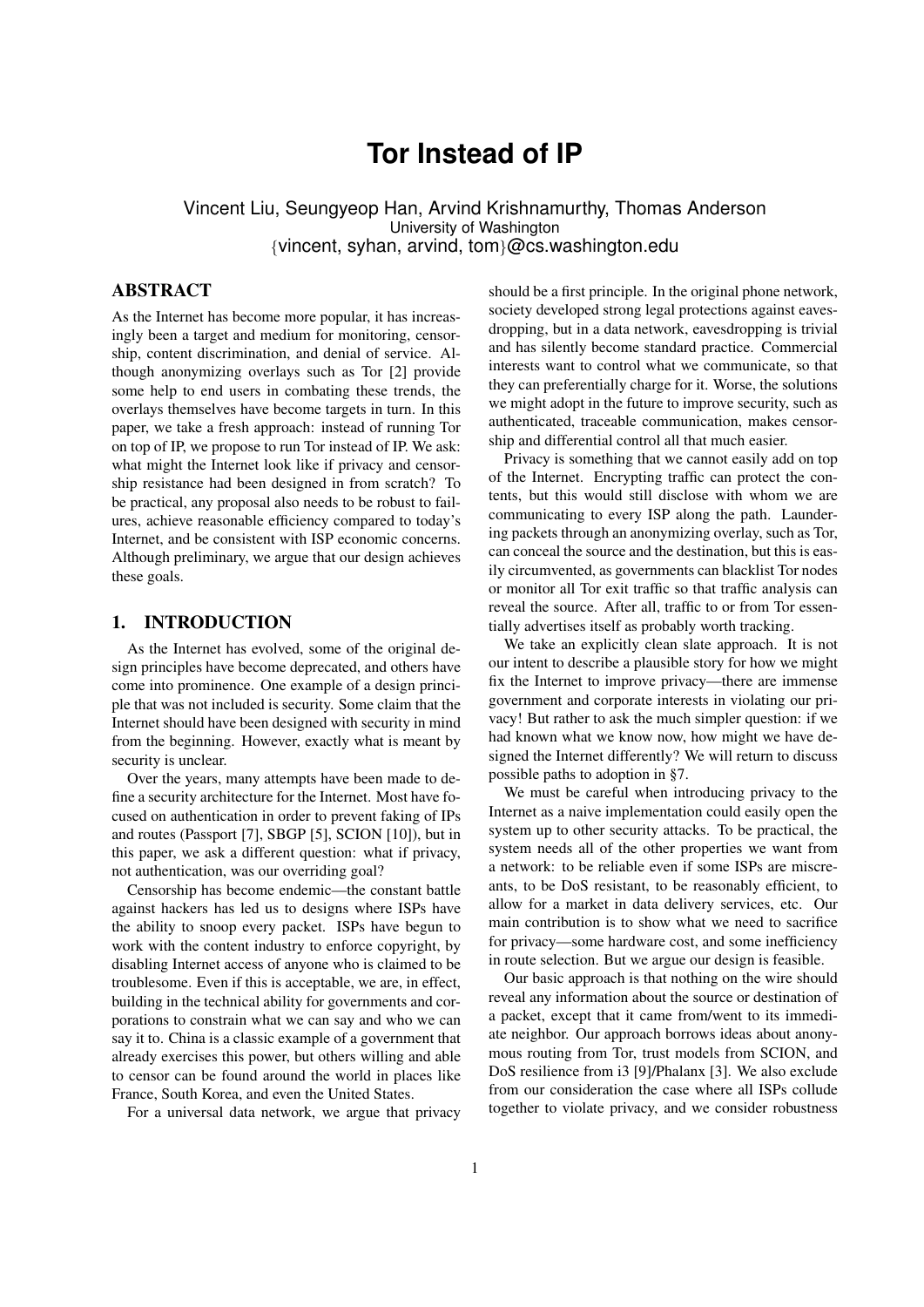# Tor Instead of IP

Vincent Liu, Seungyeop Han, Arvind Krishnamurthy, Thomas Anderson
University of Washington
{vincent, syhan, arvind, tom}@cs.washington.edu

## ABSTRACT

As the Internet has become more popular, it has increasingly been a target and medium for monitoring, censorship, content discrimination, and denial of service. Although anonymizing overlays such as Tor [2] provide some help to end users in combating these trends, the overlays themselves have become targets in turn. In this paper, we take a fresh approach: instead of running Tor on top of IP, we propose to run Tor instead of IP. We ask: what might the Internet look like if privacy and censorship resistance had been designed in from scratch? To be practical, any proposal also needs to be robust to failures, achieve reasonable efficiency compared to today's Internet, and be consistent with ISP economic concerns. Although preliminary, we argue that our design achieves these goals.

## 1. INTRODUCTION

As the Internet has evolved, some of the original design principles have become deprecated, and others have come into prominence. One example of a design principle that was not included is security. Some claim that the Internet should have been designed with security in mind from the beginning. However, exactly what is meant by security is unclear.

Over the years, many attempts have been made to define a security architecture for the Internet. Most have focused on authentication in order to prevent faking of IPs and routes (Passport [7], SBGP [5], SCION [10]), but in this paper, we ask a different question: what if privacy, not authentication, was our overriding goal?

Censorship has become endemic—the constant battle against hackers has led us to designs where ISPs have the ability to snoop every packet. ISPs have begun to work with the content industry to enforce copyright, by disabling Internet access of anyone who is claimed to be troublesome. Even if this is acceptable, we are, in effect, building in the technical ability for governments and corporations to constrain what we can say and who we can say it to. China is a classic example of a government that already exercises this power, but others willing and able to censor can be found around the world in places like France, South Korea, and even the United States.

For a universal data network, we argue that privacy should be a first principle. In the original phone network, society developed strong legal protections against eavesdropping, but in a data network, eavesdropping is trivial and has silently become standard practice. Commercial interests want to control what we communicate, so that they can preferentially charge for it. Worse, the solutions we might adopt in the future to improve security, such as authenticated, traceable communication, makes censorship and differential control all that much easier.

Privacy is something that we cannot easily add on top of the Internet. Encrypting traffic can protect the contents, but this would still disclose with whom we are communicating to every ISP along the path. Laundering packets through an anonymizing overlay, such as Tor, can conceal the source and the destination, but this is easily circumvented, as governments can blacklist Tor nodes or monitor all Tor exit traffic so that traffic analysis can reveal the source. After all, traffic to or from Tor essentially advertises itself as probably worth tracking.

We take an explicitly clean slate approach. It is not our intent to describe a plausible story for how we might fix the Internet to improve privacy—there are immense government and corporate interests in violating our privacy! But rather to ask the much simpler question: if we had known what we know now, how might we have designed the Internet differently? We will return to discuss possible paths to adoption in §7.

We must be careful when introducing privacy to the Internet as a naive implementation could easily open the system up to other security attacks. To be practical, the system needs all of the other properties we want from a network: to be reliable even if some ISPs are miscreants, to be DoS resistant, to be reasonably efficient, to allow for a market in data delivery services, etc. Our main contribution is to show what we need to sacrifice for privacy—some hardware cost, and some inefficiency in route selection. But we argue our design is feasible.

Our basic approach is that nothing on the wire should reveal any information about the source or destination of a packet, except that it came from/went to its immediate neighbor. Our approach borrows ideas about anonymous routing from Tor, trust models from SCION, and DoS resilience from i3 [9]/Phalanx [3]. We also exclude from our consideration the case where all ISPs collude together to violate privacy, and we consider robustness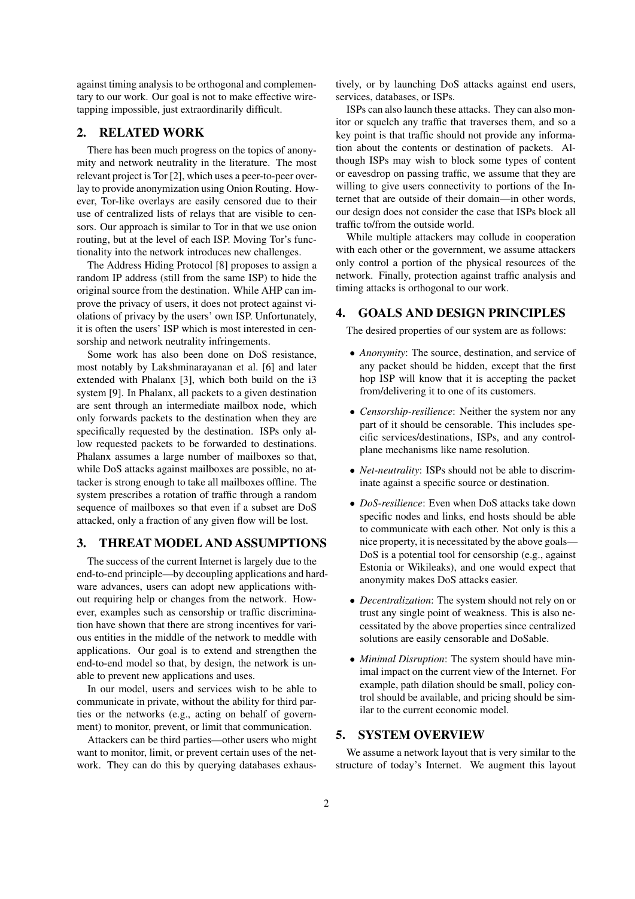against timing analysis to be orthogonal and complementary to our work. Our goal is not to make effective wiretapping impossible, just extraordinarily difficult.

## 2. RELATED WORK

There has been much progress on the topics of anonymity and network neutrality in the literature. The most relevant project is Tor [2], which uses a peer-to-peer overlay to provide anonymization using Onion Routing. However, Tor-like overlays are easily censored due to their use of centralized lists of relays that are visible to censors. Our approach is similar to Tor in that we use onion routing, but at the level of each ISP. Moving Tor's functionality into the network introduces new challenges.

The Address Hiding Protocol [8] proposes to assign a random IP address (still from the same ISP) to hide the original source from the destination. While AHP can improve the privacy of users, it does not protect against violations of privacy by the users' own ISP. Unfortunately, it is often the users' ISP which is most interested in censorship and network neutrality infringements.

Some work has also been done on DoS resistance, most notably by Lakshminarayanan et al. [6] and later extended with Phalanx [3], which both build on the i3 system [9]. In Phalanx, all packets to a given destination are sent through an intermediate mailbox node, which only forwards packets to the destination when they are specifically requested by the destination. ISPs only allow requested packets to be forwarded to destinations. Phalanx assumes a large number of mailboxes so that, while DoS attacks against mailboxes are possible, no attacker is strong enough to take all mailboxes offline. The system prescribes a rotation of traffic through a random sequence of mailboxes so that even if a subset are DoS attacked, only a fraction of any given flow will be lost.

## 3. THREAT MODEL AND ASSUMPTIONS

The success of the current Internet is largely due to the end-to-end principle—by decoupling applications and hardware advances, users can adopt new applications without requiring help or changes from the network. However, examples such as censorship or traffic discrimination have shown that there are strong incentives for various entities in the middle of the network to meddle with applications. Our goal is to extend and strengthen the end-to-end model so that, by design, the network is unable to prevent new applications and uses.

In our model, users and services wish to be able to communicate in private, without the ability for third parties or the networks (e.g., acting on behalf of government) to monitor, prevent, or limit that communication.

Attackers can be third parties—other users who might want to monitor, limit, or prevent certain uses of the network. They can do this by querying databases exhaustively, or by launching DoS attacks against end users, services, databases, or ISPs.

ISPs can also launch these attacks. They can also monitor or squelch any traffic that traverses them, and so a key point is that traffic should not provide any information about the contents or destination of packets. Although ISPs may wish to block some types of content or eavesdrop on passing traffic, we assume that they are willing to give users connectivity to portions of the Internet that are outside of their domain—in other words, our design does not consider the case that ISPs block all traffic to/from the outside world.

While multiple attackers may collude in cooperation with each other or the government, we assume attackers only control a portion of the physical resources of the network. Finally, protection against traffic analysis and timing attacks is orthogonal to our work.

## 4. GOALS AND DESIGN PRINCIPLES

The desired properties of our system are as follows:

- *Anonymity*: The source, destination, and service of any packet should be hidden, except that the first hop ISP will know that it is accepting the packet from/delivering it to one of its customers.
- *Censorship-resilience*: Neither the system nor any part of it should be censorable. This includes specific services/destinations, ISPs, and any control-plane mechanisms like name resolution.
- *Net-neutrality*: ISPs should not be able to discriminate against a specific source or destination.
- *DoS-resilience*: Even when DoS attacks take down specific nodes and links, end hosts should be able to communicate with each other. Not only is this a nice property, it is necessitated by the above goals—DoS is a potential tool for censorship (e.g., against Estonia or Wikileaks), and one would expect that anonymity makes DoS attacks easier.
- *Decentralization*: The system should not rely on or trust any single point of weakness. This is also necessitated by the above properties since centralized solutions are easily censorable and DoSable.
- *Minimal Disruption*: The system should have minimal impact on the current view of the Internet. For example, path dilation should be small, policy control should be available, and pricing should be similar to the current economic model.

## 5. SYSTEM OVERVIEW

We assume a network layout that is very similar to the structure of today's Internet. We augment this layout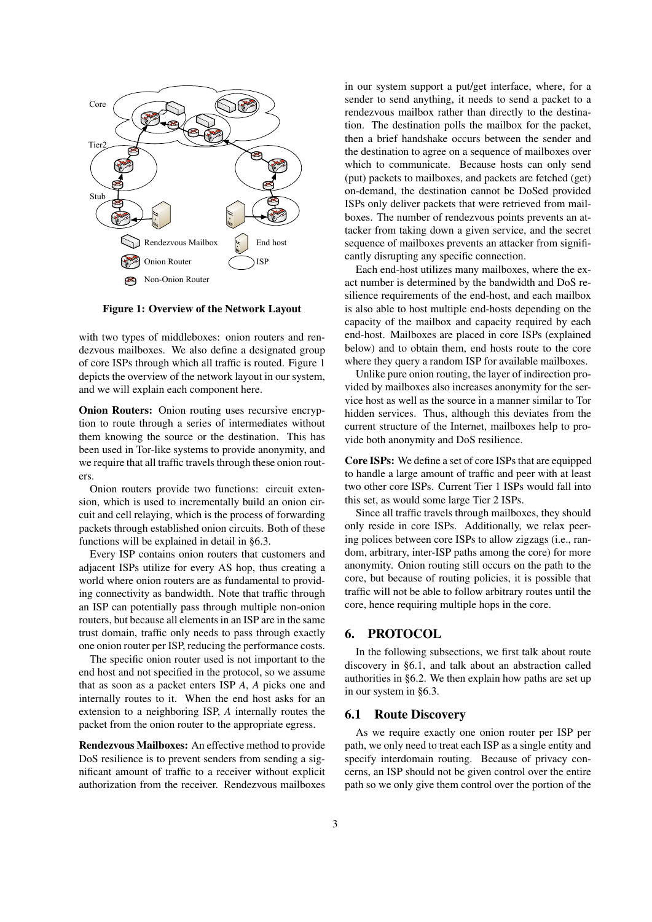Figure 1: Overview of the Network Layout

with two types of middleboxes: onion routers and rendezvous mailboxes. We also define a designated group of core ISPs through which all traffic is routed. Figure 1 depicts the overview of the network layout in our system, and we will explain each component here.

**Onion Routers:** Onion routing uses recursive encryption to route through a series of intermediates without them knowing the source or the destination. This has been used in Tor-like systems to provide anonymity, and we require that all traffic travels through these onion routers.

Onion routers provide two functions: circuit extension, which is used to incrementally build an onion circuit and cell relaying, which is the process of forwarding packets through established onion circuits. Both of these functions will be explained in detail in §6.3.

Every ISP contains onion routers that customers and adjacent ISPs utilize for every AS hop, thus creating a world where onion routers are as fundamental to providing connectivity as bandwidth. Note that traffic through an ISP can potentially pass through multiple non-onion routers, but because all elements in an ISP are in the same trust domain, traffic only needs to pass through exactly one onion router per ISP, reducing the performance costs.

The specific onion router used is not important to the end host and not specified in the protocol, so we assume that as soon as a packet enters ISP *A*, *A* picks one and internally routes to it. When the end host asks for an extension to a neighboring ISP, *A* internally routes the packet from the onion router to the appropriate egress.

**Rendezvous Mailboxes:** An effective method to provide DoS resilience is to prevent senders from sending a significant amount of traffic to a receiver without explicit authorization from the receiver. Rendezvous mailboxes in our system support a put/get interface, where, for a sender to send anything, it needs to send a packet to a rendezvous mailbox rather than directly to the destination. The destination polls the mailbox for the packet, then a brief handshake occurs between the sender and the destination to agree on a sequence of mailboxes over which to communicate. Because hosts can only send (put) packets to mailboxes, and packets are fetched (get) on-demand, the destination cannot be DoSed provided ISPs only deliver packets that were retrieved from mailboxes. The number of rendezvous points prevents an attacker from taking down a given service, and the secret sequence of mailboxes prevents an attacker from significantly disrupting any specific connection.

Each end-host utilizes many mailboxes, where the exact number is determined by the bandwidth and DoS resilience requirements of the end-host, and each mailbox is also able to host multiple end-hosts depending on the capacity of the mailbox and capacity required by each end-host. Mailboxes are placed in core ISPs (explained below) and to obtain them, end hosts route to the core where they query a random ISP for available mailboxes.

Unlike pure onion routing, the layer of indirection provided by mailboxes also increases anonymity for the service host as well as the source in a manner similar to Tor hidden services. Thus, although this deviates from the current structure of the Internet, mailboxes help to provide both anonymity and DoS resilience.

**Core ISPs:** We define a set of core ISPs that are equipped to handle a large amount of traffic and peer with at least two other core ISPs. Current Tier 1 ISPs would fall into this set, as would some large Tier 2 ISPs.

Since all traffic travels through mailboxes, they should only reside in core ISPs. Additionally, we relax peering polices between core ISPs to allow zigzags (i.e., random, arbitrary, inter-ISP paths among the core) for more anonymity. Onion routing still occurs on the path to the core, but because of routing policies, it is possible that traffic will not be able to follow arbitrary routes until the core, hence requiring multiple hops in the core.

## 6. PROTOCOL

In the following subsections, we first talk about route discovery in §6.1, and talk about an abstraction called authorities in §6.2. We then explain how paths are set up in our system in §6.3.

### 6.1 Route Discovery

As we require exactly one onion router per ISP per path, we only need to treat each ISP as a single entity and specify interdomain routing. Because of privacy concerns, an ISP should not be given control over the entire path so we only give them control over the portion of the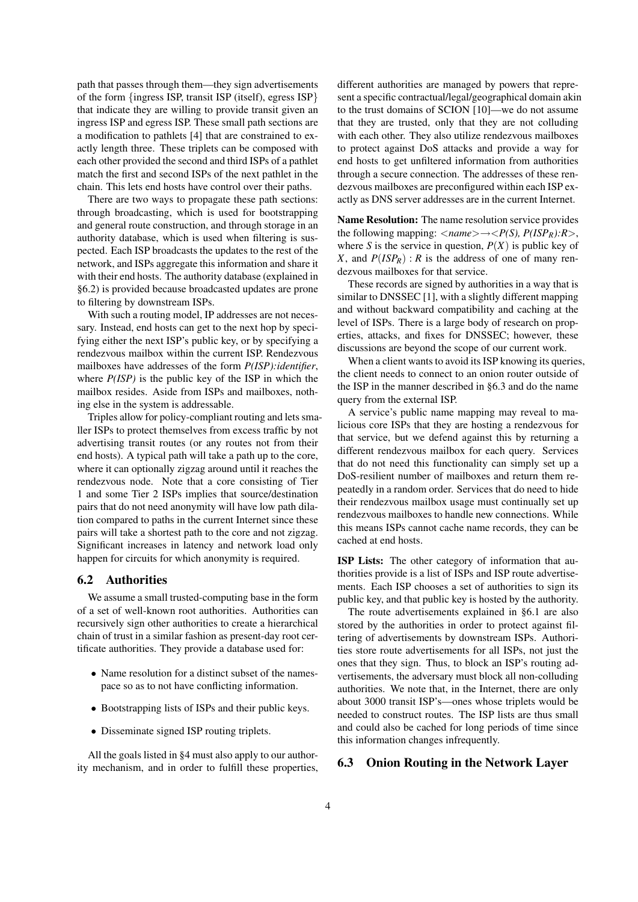path that passes through them—they sign advertisements of the form {ingress ISP, transit ISP (itself), egress ISP} that indicate they are willing to provide transit given an ingress ISP and egress ISP. These small path sections are a modification to pathlets [4] that are constrained to exactly length three. These triplets can be composed with each other provided the second and third ISPs of a pathlet match the first and second ISPs of the next pathlet in the chain. This lets end hosts have control over their paths.

There are two ways to propagate these path sections: through broadcasting, which is used for bootstrapping and general route construction, and through storage in an authority database, which is used when filtering is suspected. Each ISP broadcasts the updates to the rest of the network, and ISPs aggregate this information and share it with their end hosts. The authority database (explained in §6.2) is provided because broadcasted updates are prone to filtering by downstream ISPs.

With such a routing model, IP addresses are not necessary. Instead, end hosts can get to the next hop by specifying either the next ISP's public key, or by specifying a rendezvous mailbox within the current ISP. Rendezvous mailboxes have addresses of the form *P(ISP):identifier*, where *P(ISP)* is the public key of the ISP in which the mailbox resides. Aside from ISPs and mailboxes, nothing else in the system is addressable.

Triples allow for policy-compliant routing and lets smaller ISPs to protect themselves from excess traffic by not advertising transit routes (or any routes not from their end hosts). A typical path will take a path up to the core, where it can optionally zigzag around until it reaches the rendezvous node. Note that a core consisting of Tier 1 and some Tier 2 ISPs implies that source/destination pairs that do not need anonymity will have low path dilation compared to paths in the current Internet since these pairs will take a shortest path to the core and not zigzag. Significant increases in latency and network load only happen for circuits for which anonymity is required.

## 6.2 Authorities

We assume a small trusted-computing base in the form of a set of well-known root authorities. Authorities can recursively sign other authorities to create a hierarchical chain of trust in a similar fashion as present-day root certificate authorities. They provide a database used for:

- Name resolution for a distinct subset of the namespace so as to not have conflicting information.
- Bootstrapping lists of ISPs and their public keys.
- Disseminate signed ISP routing triplets.

All the goals listed in §4 must also apply to our authority mechanism, and in order to fulfill these properties, different authorities are managed by powers that represent a specific contractual/legal/geographical domain akin to the trust domains of SCION [10]—we do not assume that they are trusted, only that they are not colluding with each other. They also utilize rendezvous mailboxes to protect against DoS attacks and provide a way for end hosts to get unfiltered information from authorities through a secure connection. The addresses of these rendezvous mailboxes are preconfigured within each ISP exactly as DNS server addresses are in the current Internet.

**Name Resolution:** The name resolution service provides the following mapping: *<name>→<P(S), P($ISP_R$):R>*, where $S$ is the service in question, $P(X)$ is public key of $X$, and $P(ISP_R) : R$ is the address of one of many rendezvous mailboxes for that service.

These records are signed by authorities in a way that is similar to DNSSEC [1], with a slightly different mapping and without backward compatibility and caching at the level of ISPs. There is a large body of research on properties, attacks, and fixes for DNSSEC; however, these discussions are beyond the scope of our current work.

When a client wants to avoid its ISP knowing its queries, the client needs to connect to an onion router outside of the ISP in the manner described in §6.3 and do the name query from the external ISP.

A service's public name mapping may reveal to malicious core ISPs that they are hosting a rendezvous for that service, but we defend against this by returning a different rendezvous mailbox for each query. Services that do not need this functionality can simply set up a DoS-resilient number of mailboxes and return them repeatedly in a random order. Services that do need to hide their rendezvous mailbox usage must continually set up rendezvous mailboxes to handle new connections. While this means ISPs cannot cache name records, they can be cached at end hosts.

**ISP Lists:** The other category of information that authorities provide is a list of ISPs and ISP route advertisements. Each ISP chooses a set of authorities to sign its public key, and that public key is hosted by the authority.

The route advertisements explained in §6.1 are also stored by the authorities in order to protect against filtering of advertisements by downstream ISPs. Authorities store route advertisements for all ISPs, not just the ones that they sign. Thus, to block an ISP's routing advertisements, the adversary must block all non-colluding authorities. We note that, in the Internet, there are only about 3000 transit ISP's—ones whose triplets would be needed to construct routes. The ISP lists are thus small and could also be cached for long periods of time since this information changes infrequently.

## 6.3 Onion Routing in the Network Layer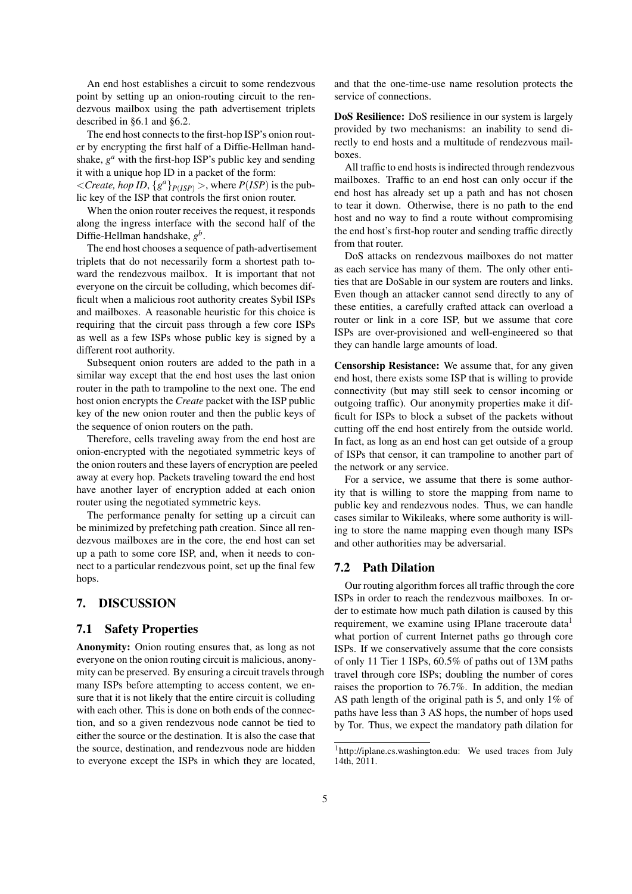An end host establishes a circuit to some rendezvous point by setting up an onion-routing circuit to the rendezvous mailbox using the path advertisement triplets described in §6.1 and §6.2.

The end host connects to the first-hop ISP's onion router by encrypting the first half of a Diffie-Hellman handshake, $g^a$ with the first-hop ISP's public key and sending it with a unique hop ID in a packet of the form: $<$*Create, hop ID*, $\{g^a\}_{P(ISP)}$ $>$, where $P(ISP)$ is the public key of the ISP that controls the first onion router.

When the onion router receives the request, it responds along the ingress interface with the second half of the Diffie-Hellman handshake, $g^b$.

The end host chooses a sequence of path-advertisement triplets that do not necessarily form a shortest path toward the rendezvous mailbox. It is important that not everyone on the circuit be colluding, which becomes difficult when a malicious root authority creates Sybil ISPs and mailboxes. A reasonable heuristic for this choice is requiring that the circuit pass through a few core ISPs as well as a few ISPs whose public key is signed by a different root authority.

Subsequent onion routers are added to the path in a similar way except that the end host uses the last onion router in the path to trampoline to the next one. The end host onion encrypts the *Create* packet with the ISP public key of the new onion router and then the public keys of the sequence of onion routers on the path.

Therefore, cells traveling away from the end host are onion-encrypted with the negotiated symmetric keys of the onion routers and these layers of encryption are peeled away at every hop. Packets traveling toward the end host have another layer of encryption added at each onion router using the negotiated symmetric keys.

The performance penalty for setting up a circuit can be minimized by prefetching path creation. Since all rendezvous mailboxes are in the core, the end host can set up a path to some core ISP, and, when it needs to connect to a particular rendezvous point, set up the final few hops.

# 7. DISCUSSION

## 7.1 Safety Properties

**Anonymity:** Onion routing ensures that, as long as not everyone on the onion routing circuit is malicious, anonymity can be preserved. By ensuring a circuit travels through many ISPs before attempting to access content, we ensure that it is not likely that the entire circuit is colluding with each other. This is done on both ends of the connection, and so a given rendezvous node cannot be tied to either the source or the destination. It is also the case that the source, destination, and rendezvous node are hidden to everyone except the ISPs in which they are located, and that the one-time-use name resolution protects the service of connections.

**DoS Resilience:** DoS resilience in our system is largely provided by two mechanisms: an inability to send directly to end hosts and a multitude of rendezvous mailboxes.

All traffic to end hosts is indirected through rendezvous mailboxes. Traffic to an end host can only occur if the end host has already set up a path and has not chosen to tear it down. Otherwise, there is no path to the end host and no way to find a route without compromising the end host's first-hop router and sending traffic directly from that router.

DoS attacks on rendezvous mailboxes do not matter as each service has many of them. The only other entities that are DoSable in our system are routers and links. Even though an attacker cannot send directly to any of these entities, a carefully crafted attack can overload a router or link in a core ISP, but we assume that core ISPs are over-provisioned and well-engineered so that they can handle large amounts of load.

**Censorship Resistance:** We assume that, for any given end host, there exists some ISP that is willing to provide connectivity (but may still seek to censor incoming or outgoing traffic). Our anonymity properties make it difficult for ISPs to block a subset of the packets without cutting off the end host entirely from the outside world. In fact, as long as an end host can get outside of a group of ISPs that censor, it can trampoline to another part of the network or any service.

For a service, we assume that there is some authority that is willing to store the mapping from name to public key and rendezvous nodes. Thus, we can handle cases similar to Wikileaks, where some authority is willing to store the name mapping even though many ISPs and other authorities may be adversarial.

## 7.2 Path Dilation

Our routing algorithm forces all traffic through the core ISPs in order to reach the rendezvous mailboxes. In order to estimate how much path dilation is caused by this requirement, we examine using IPlane traceroute data[1] what portion of current Internet paths go through core ISPs. If we conservatively assume that the core consists of only 11 Tier 1 ISPs, 60.5% of paths out of 13M paths travel through core ISPs; doubling the number of cores raises the proportion to 76.7%. In addition, the median AS path length of the original path is 5, and only 1% of paths have less than 3 AS hops, the number of hops used by Tor. Thus, we expect the mandatory path dilation for

[1] http://iplane.cs.washington.edu: We used traces from July 14th, 2011.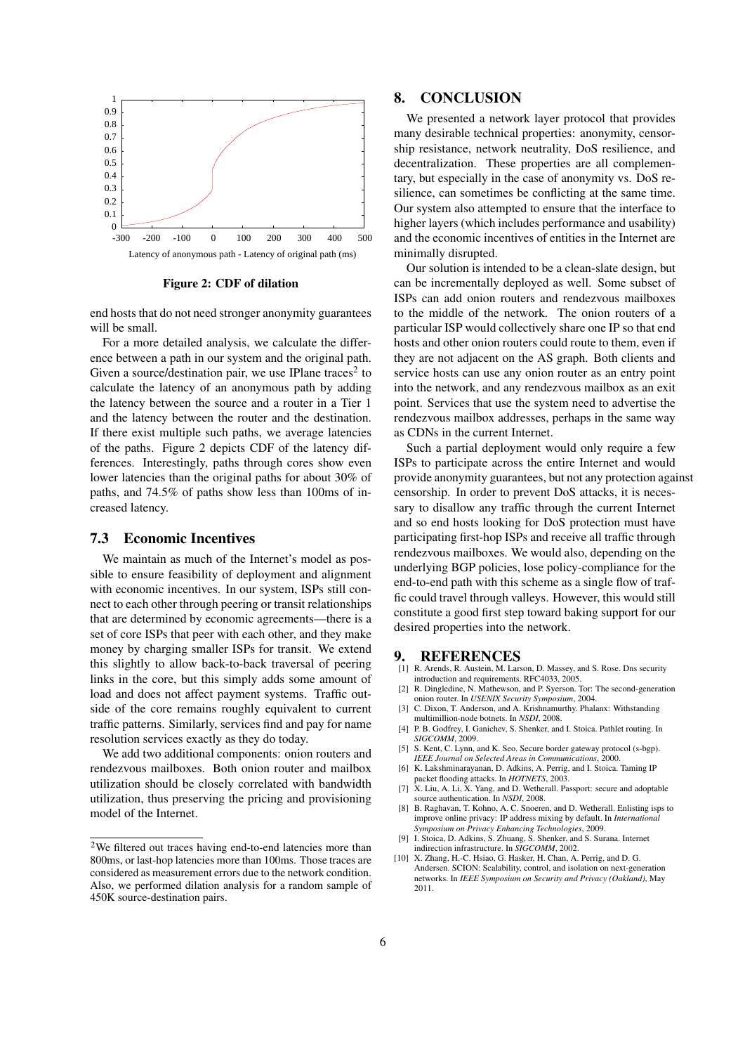1
0.9
0.8
0.7
0.6
0.5
0.4
0.3
0.2
0.1
0
-300 -200 -100 0 100 200 300 400 500
Latency of anonymous path - Latency of original path (ms)

**Figure 2: CDF of dilation**

end hosts that do not need stronger anonymity guarantees will be small.

For a more detailed analysis, we calculate the difference between a path in our system and the original path. Given a source/destination pair, we use IPlane traces[2] to calculate the latency of an anonymous path by adding the latency between the source and a router in a Tier 1 and the latency between the router and the destination. If there exist multiple such paths, we average latencies of the paths. Figure 2 depicts CDF of the latency differences. Interestingly, paths through cores show even lower latencies than the original paths for about 30% of paths, and 74.5% of paths show less than 100ms of increased latency.

### 7.3 Economic Incentives

We maintain as much of the Internet's model as possible to ensure feasibility of deployment and alignment with economic incentives. In our system, ISPs still connect to each other through peering or transit relationships that are determined by economic agreements—there is a set of core ISPs that peer with each other, and they make money by charging smaller ISPs for transit. We extend this slightly to allow back-to-back traversal of peering links in the core, but this simply adds some amount of load and does not affect payment systems. Traffic outside of the core remains roughly equivalent to current traffic patterns. Similarly, services find and pay for name resolution services exactly as they do today.

We add two additional components: onion routers and rendezvous mailboxes. Both onion router and mailbox utilization should be closely correlated with bandwidth utilization, thus preserving the pricing and provisioning model of the Internet.

[2]We filtered out traces having end-to-end latencies more than 800ms, or last-hop latencies more than 100ms. Those traces are considered as measurement errors due to the network condition. Also, we performed dilation analysis for a random sample of 450K source-destination pairs.

## 8. CONCLUSION

We presented a network layer protocol that provides many desirable technical properties: anonymity, censorship resistance, network neutrality, DoS resilience, and decentralization. These properties are all complementary, but especially in the case of anonymity vs. DoS resilience, can sometimes be conflicting at the same time. Our system also attempted to ensure that the interface to higher layers (which includes performance and usability) and the economic incentives of entities in the Internet are minimally disrupted.

Our solution is intended to be a clean-slate design, but can be incrementally deployed as well. Some subset of ISPs can add onion routers and rendezvous mailboxes to the middle of the network. The onion routers of a particular ISP would collectively share one IP so that end hosts and other onion routers could route to them, even if they are not adjacent on the AS graph. Both clients and service hosts can use any onion router as an entry point into the network, and any rendezvous mailbox as an exit point. Services that use the system need to advertise the rendezvous mailbox addresses, perhaps in the same way as CDNs in the current Internet.

Such a partial deployment would only require a few ISPs to participate across the entire Internet and would provide anonymity guarantees, but not any protection against censorship. In order to prevent DoS attacks, it is necessary to disallow any traffic through the current Internet and so end hosts looking for DoS protection must have participating first-hop ISPs and receive all traffic through rendezvous mailboxes. We would also, depending on the underlying BGP policies, lose policy-compliance for the end-to-end path with this scheme as a single flow of traffic could travel through valleys. However, this would still constitute a good first step toward baking support for our desired properties into the network.

## 9. REFERENCES

[1] R. Arends, R. Austein, M. Larson, D. Massey, and S. Rose. Dns security introduction and requirements. RFC4033, 2005.

[2] R. Dingledine, N. Mathewson, and P. Syerson. Tor: The second-generation onion router. In *USENIX Security Symposium*, 2004.

[3] C. Dixon, T. Anderson, and A. Krishnamurthy. Phalanx: Withstanding multimillion-node botnets. In *NSDI*, 2008.

[4] P. B. Godfrey, I. Ganichev, S. Shenker, and I. Stoica. Pathlet routing. In *SIGCOMM*, 2009.

[5] S. Kent, C. Lynn, and K. Seo. Secure border gateway protocol (s-bgp). *IEEE Journal on Selected Areas in Communications*, 2000.

[6] K. Lakshminarayanan, D. Adkins, A. Perrig, and I. Stoica. Taming IP packet flooding attacks. In *HOTNETS*, 2003.

[7] X. Liu, A. Li, X. Yang, and D. Wetherall. Passport: secure and adoptable source authentication. In *NSDI*, 2008.

[8] B. Raghavan, T. Kohno, A. C. Snoeren, and D. Wetherall. Enlisting isps to improve online privacy: IP address mixing by default. In *International Symposium on Privacy Enhancing Technologies*, 2009.

[9] I. Stoica, D. Adkins, S. Zhuang, S. Shenker, and S. Surana. Internet indirection infrastructure. In *SIGCOMM*, 2002.

[10] X. Zhang, H.-C. Hsiao, G. Hasker, H. Chan, A. Perrig, and D. G. Andersen. SCION: Scalability, control, and isolation on next-generation networks. In *IEEE Symposium on Security and Privacy (Oakland)*, May 2011.